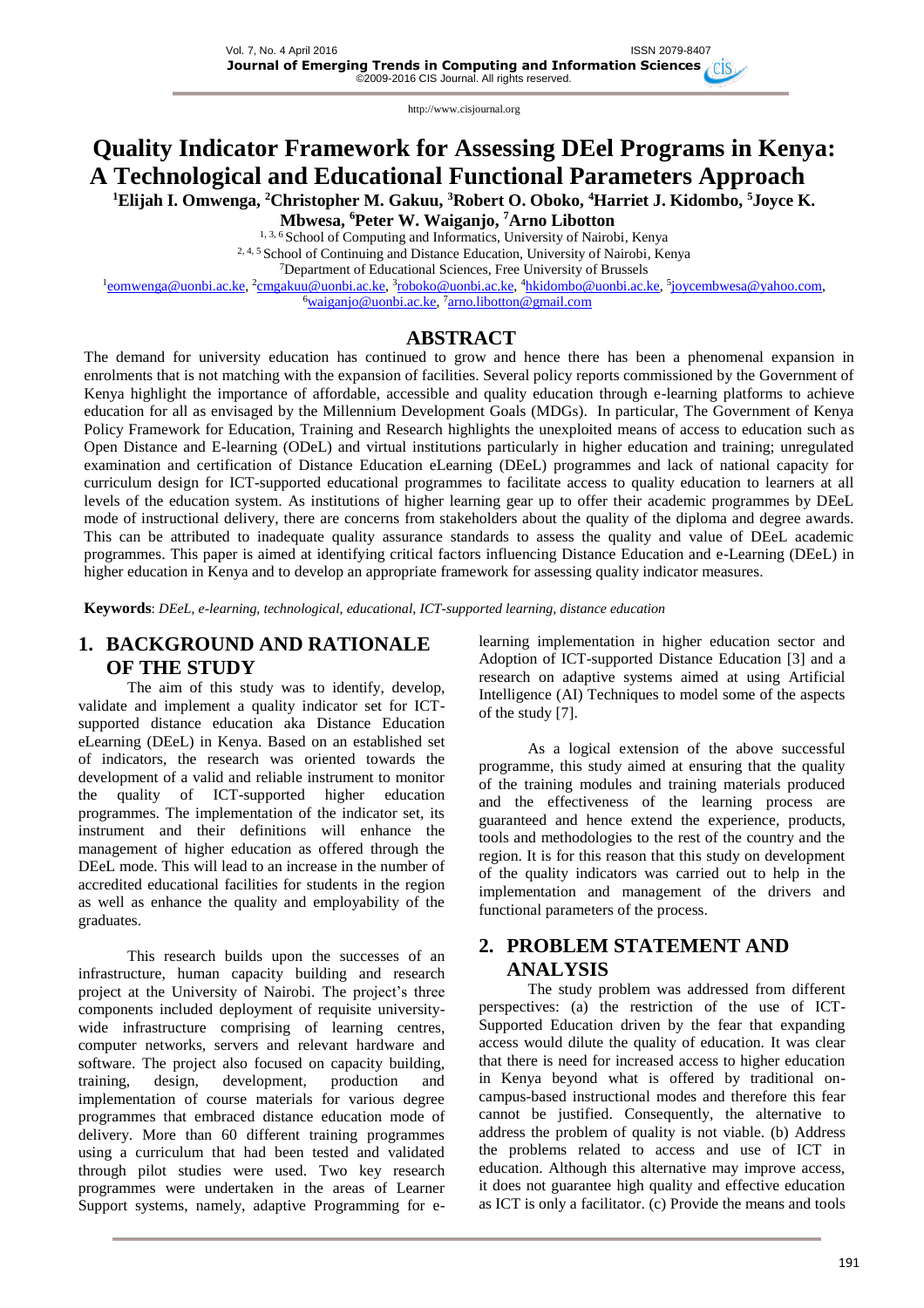# Quality Indicator Framework for Assessing DEel Programs in Kenya: A Technological and Educational Functional Parameters Approach

**[1]Elijah I. Omwenga, [2]Christopher M. Gakuu, [3]Robert O. Oboko, [4]Harriet J. Kidombo, [5]Joyce K. Mbwesa, [6]Peter W. Waiganjo, [7]Arno Libotton**

[1, 3, 6] School of Computing and Informatics, University of Nairobi, Kenya
[2, 4, 5] School of Continuing and Distance Education, University of Nairobi, Kenya
[7]Department of Educational Sciences, Free University of Brussels
[1]eomwenga@uonbi.ac.ke, [2]cmgakuu@uonbi.ac.ke, [3]roboko@uonbi.ac.ke, [4]hkidombo@uonbi.ac.ke, [5]joycembwesa@yahoo.com, [6]waiganjo@uonbi.ac.ke, [7]arno.libotton@gmail.com

## ABSTRACT

The demand for university education has continued to grow and hence there has been a phenomenal expansion in enrolments that is not matching with the expansion of facilities. Several policy reports commissioned by the Government of Kenya highlight the importance of affordable, accessible and quality education through e-learning platforms to achieve education for all as envisaged by the Millennium Development Goals (MDGs). In particular, The Government of Kenya Policy Framework for Education, Training and Research highlights the unexploited means of access to education such as Open Distance and E-learning (ODeL) and virtual institutions particularly in higher education and training; unregulated examination and certification of Distance Education eLearning (DEeL) programmes and lack of national capacity for curriculum design for ICT-supported educational programmes to facilitate access to quality education to learners at all levels of the education system. As institutions of higher learning gear up to offer their academic programmes by DEeL mode of instructional delivery, there are concerns from stakeholders about the quality of the diploma and degree awards. This can be attributed to inadequate quality assurance standards to assess the quality and value of DEeL academic programmes. This paper is aimed at identifying critical factors influencing Distance Education and e-Learning (DEeL) in higher education in Kenya and to develop an appropriate framework for assessing quality indicator measures.

**Keywords**: *DEeL, e-learning, technological, educational, ICT-supported learning, distance education*

## 1. BACKGROUND AND RATIONALE OF THE STUDY

The aim of this study was to identify, develop, validate and implement a quality indicator set for ICT-supported distance education aka Distance Education eLearning (DEeL) in Kenya. Based on an established set of indicators, the research was oriented towards the development of a valid and reliable instrument to monitor the quality of ICT-supported higher education programmes. The implementation of the indicator set, its instrument and their definitions will enhance the management of higher education as offered through the DEeL mode. This will lead to an increase in the number of accredited educational facilities for students in the region as well as enhance the quality and employability of the graduates.

This research builds upon the successes of an infrastructure, human capacity building and research project at the University of Nairobi. The project's three components included deployment of requisite university-wide infrastructure comprising of learning centres, computer networks, servers and relevant hardware and software. The project also focused on capacity building, training, design, development, production and implementation of course materials for various degree programmes that embraced distance education mode of delivery. More than 60 different training programmes using a curriculum that had been tested and validated through pilot studies were used. Two key research programmes were undertaken in the areas of Learner Support systems, namely, adaptive Programming for e-learning implementation in higher education sector and Adoption of ICT-supported Distance Education [3] and a research on adaptive systems aimed at using Artificial Intelligence (AI) Techniques to model some of the aspects of the study [7].

As a logical extension of the above successful programme, this study aimed at ensuring that the quality of the training modules and training materials produced and the effectiveness of the learning process are guaranteed and hence extend the experience, products, tools and methodologies to the rest of the country and the region. It is for this reason that this study on development of the quality indicators was carried out to help in the implementation and management of the drivers and functional parameters of the process.

## 2. PROBLEM STATEMENT AND ANALYSIS

The study problem was addressed from different perspectives: (a) the restriction of the use of ICT-Supported Education driven by the fear that expanding access would dilute the quality of education. It was clear that there is need for increased access to higher education in Kenya beyond what is offered by traditional on-campus-based instructional modes and therefore this fear cannot be justified. Consequently, the alternative to address the problem of quality is not viable. (b) Address the problems related to access and use of ICT in education. Although this alternative may improve access, it does not guarantee high quality and effective education as ICT is only a facilitator. (c) Provide the means and tools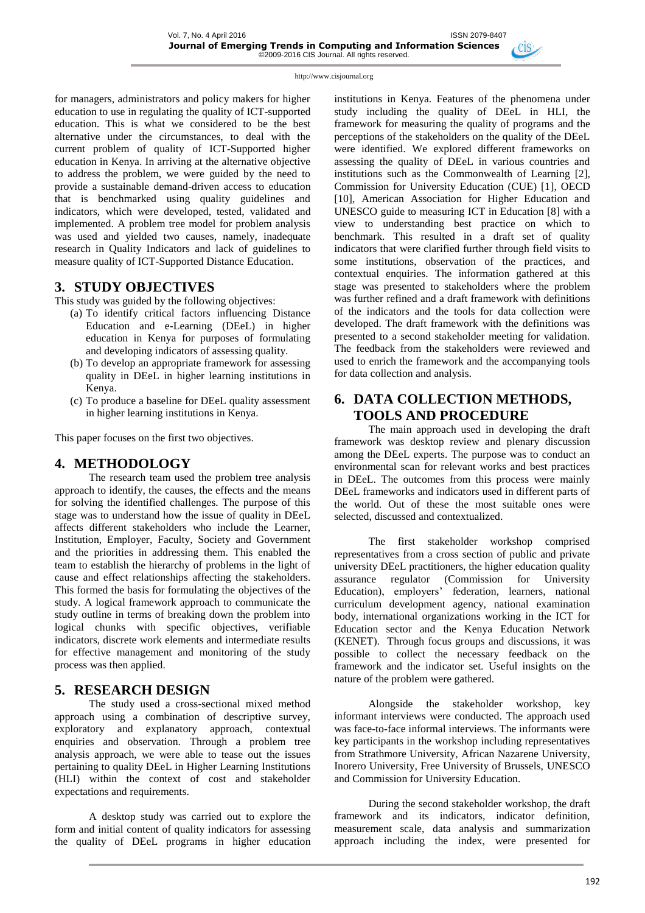for managers, administrators and policy makers for higher education to use in regulating the quality of ICT-supported education. This is what we considered to be the best alternative under the circumstances, to deal with the current problem of quality of ICT-Supported higher education in Kenya. In arriving at the alternative objective to address the problem, we were guided by the need to provide a sustainable demand-driven access to education that is benchmarked using quality guidelines and indicators, which were developed, tested, validated and implemented. A problem tree model for problem analysis was used and yielded two causes, namely, inadequate research in Quality Indicators and lack of guidelines to measure quality of ICT-Supported Distance Education.

## 3. STUDY OBJECTIVES

This study was guided by the following objectives:

(a) To identify critical factors influencing Distance Education and e-Learning (DEeL) in higher education in Kenya for purposes of formulating and developing indicators of assessing quality.

(b) To develop an appropriate framework for assessing quality in DEeL in higher learning institutions in Kenya.

(c) To produce a baseline for DEeL quality assessment in higher learning institutions in Kenya.

This paper focuses on the first two objectives.

## 4. METHODOLOGY

The research team used the problem tree analysis approach to identify, the causes, the effects and the means for solving the identified challenges. The purpose of this stage was to understand how the issue of quality in DEeL affects different stakeholders who include the Learner, Institution, Employer, Faculty, Society and Government and the priorities in addressing them. This enabled the team to establish the hierarchy of problems in the light of cause and effect relationships affecting the stakeholders. This formed the basis for formulating the objectives of the study. A logical framework approach to communicate the study outline in terms of breaking down the problem into logical chunks with specific objectives, verifiable indicators, discrete work elements and intermediate results for effective management and monitoring of the study process was then applied.

## 5. RESEARCH DESIGN

The study used a cross-sectional mixed method approach using a combination of descriptive survey, exploratory and explanatory approach, contextual enquiries and observation. Through a problem tree analysis approach, we were able to tease out the issues pertaining to quality DEeL in Higher Learning Institutions (HLI) within the context of cost and stakeholder expectations and requirements.

A desktop study was carried out to explore the form and initial content of quality indicators for assessing the quality of DEeL programs in higher education institutions in Kenya. Features of the phenomena under study including the quality of DEeL in HLI, the framework for measuring the quality of programs and the perceptions of the stakeholders on the quality of the DEeL were identified. We explored different frameworks on assessing the quality of DEeL in various countries and institutions such as the Commonwealth of Learning [2], Commission for University Education (CUE) [1], OECD [10], American Association for Higher Education and UNESCO guide to measuring ICT in Education [8] with a view to understanding best practice on which to benchmark. This resulted in a draft set of quality indicators that were clarified further through field visits to some institutions, observation of the practices, and contextual enquiries. The information gathered at this stage was presented to stakeholders where the problem was further refined and a draft framework with definitions of the indicators and the tools for data collection were developed. The draft framework with the definitions was presented to a second stakeholder meeting for validation. The feedback from the stakeholders were reviewed and used to enrich the framework and the accompanying tools for data collection and analysis.

## 6. DATA COLLECTION METHODS, TOOLS AND PROCEDURE

The main approach used in developing the draft framework was desktop review and plenary discussion among the DEeL experts. The purpose was to conduct an environmental scan for relevant works and best practices in DEeL. The outcomes from this process were mainly DEeL frameworks and indicators used in different parts of the world. Out of these the most suitable ones were selected, discussed and contextualized.

The first stakeholder workshop comprised representatives from a cross section of public and private university DEeL practitioners, the higher education quality assurance regulator (Commission for University Education), employers' federation, learners, national curriculum development agency, national examination body, international organizations working in the ICT for Education sector and the Kenya Education Network (KENET). Through focus groups and discussions, it was possible to collect the necessary feedback on the framework and the indicator set. Useful insights on the nature of the problem were gathered.

Alongside the stakeholder workshop, key informant interviews were conducted. The approach used was face-to-face informal interviews. The informants were key participants in the workshop including representatives from Strathmore University, African Nazarene University, Inorero University, Free University of Brussels, UNESCO and Commission for University Education.

During the second stakeholder workshop, the draft framework and its indicators, indicator definition, measurement scale, data analysis and summarization approach including the index, were presented for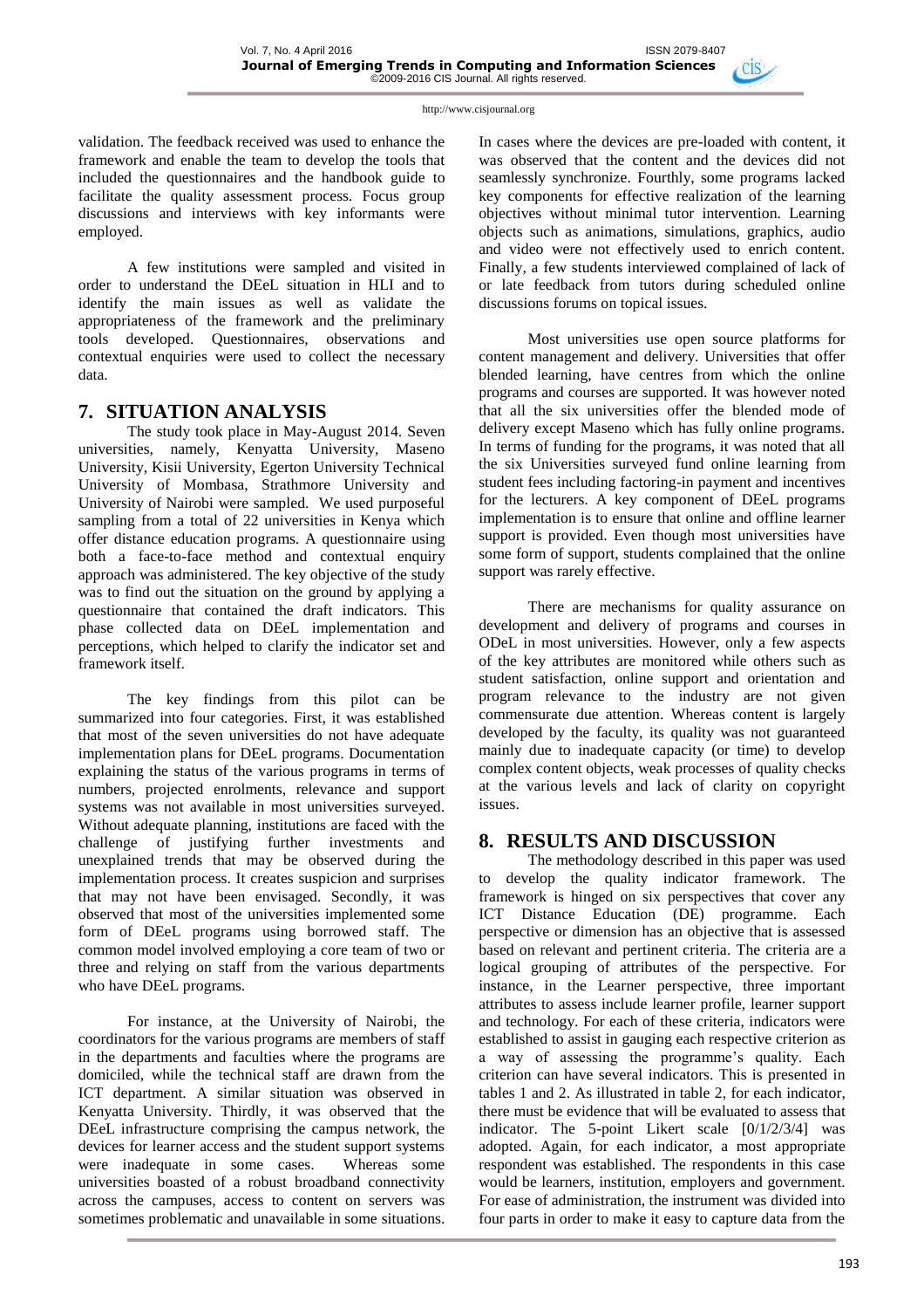validation. The feedback received was used to enhance the framework and enable the team to develop the tools that included the questionnaires and the handbook guide to facilitate the quality assessment process. Focus group discussions and interviews with key informants were employed.

A few institutions were sampled and visited in order to understand the DEeL situation in HLI and to identify the main issues as well as validate the appropriateness of the framework and the preliminary tools developed. Questionnaires, observations and contextual enquiries were used to collect the necessary data.

## 7. SITUATION ANALYSIS

The study took place in May-August 2014. Seven universities, namely, Kenyatta University, Maseno University, Kisii University, Egerton University Technical University of Mombasa, Strathmore University and University of Nairobi were sampled. We used purposeful sampling from a total of 22 universities in Kenya which offer distance education programs. A questionnaire using both a face-to-face method and contextual enquiry approach was administered. The key objective of the study was to find out the situation on the ground by applying a questionnaire that contained the draft indicators. This phase collected data on DEeL implementation and perceptions, which helped to clarify the indicator set and framework itself.

The key findings from this pilot can be summarized into four categories. First, it was established that most of the seven universities do not have adequate implementation plans for DEeL programs. Documentation explaining the status of the various programs in terms of numbers, projected enrolments, relevance and support systems was not available in most universities surveyed. Without adequate planning, institutions are faced with the challenge of justifying further investments and unexplained trends that may be observed during the implementation process. It creates suspicion and surprises that may not have been envisaged. Secondly, it was observed that most of the universities implemented some form of DEeL programs using borrowed staff. The common model involved employing a core team of two or three and relying on staff from the various departments who have DEeL programs.

For instance, at the University of Nairobi, the coordinators for the various programs are members of staff in the departments and faculties where the programs are domiciled, while the technical staff are drawn from the ICT department. A similar situation was observed in Kenyatta University. Thirdly, it was observed that the DEeL infrastructure comprising the campus network, the devices for learner access and the student support systems were inadequate in some cases. Whereas some universities boasted of a robust broadband connectivity across the campuses, access to content on servers was sometimes problematic and unavailable in some situations. In cases where the devices are pre-loaded with content, it was observed that the content and the devices did not seamlessly synchronize. Fourthly, some programs lacked key components for effective realization of the learning objectives without minimal tutor intervention. Learning objects such as animations, simulations, graphics, audio and video were not effectively used to enrich content. Finally, a few students interviewed complained of lack of or late feedback from tutors during scheduled online discussions forums on topical issues.

Most universities use open source platforms for content management and delivery. Universities that offer blended learning, have centres from which the online programs and courses are supported. It was however noted that all the six universities offer the blended mode of delivery except Maseno which has fully online programs. In terms of funding for the programs, it was noted that all the six Universities surveyed fund online learning from student fees including factoring-in payment and incentives for the lecturers. A key component of DEeL programs implementation is to ensure that online and offline learner support is provided. Even though most universities have some form of support, students complained that the online support was rarely effective.

There are mechanisms for quality assurance on development and delivery of programs and courses in ODeL in most universities. However, only a few aspects of the key attributes are monitored while others such as student satisfaction, online support and orientation and program relevance to the industry are not given commensurate due attention. Whereas content is largely developed by the faculty, its quality was not guaranteed mainly due to inadequate capacity (or time) to develop complex content objects, weak processes of quality checks at the various levels and lack of clarity on copyright issues.

## 8. RESULTS AND DISCUSSION

The methodology described in this paper was used to develop the quality indicator framework. The framework is hinged on six perspectives that cover any ICT Distance Education (DE) programme. Each perspective or dimension has an objective that is assessed based on relevant and pertinent criteria. The criteria are a logical grouping of attributes of the perspective. For instance, in the Learner perspective, three important attributes to assess include learner profile, learner support and technology. For each of these criteria, indicators were established to assist in gauging each respective criterion as a way of assessing the programme's quality. Each criterion can have several indicators. This is presented in tables 1 and 2. As illustrated in table 2, for each indicator, there must be evidence that will be evaluated to assess that indicator. The 5-point Likert scale [0/1/2/3/4] was adopted. Again, for each indicator, a most appropriate respondent was established. The respondents in this case would be learners, institution, employers and government. For ease of administration, the instrument was divided into four parts in order to make it easy to capture data from the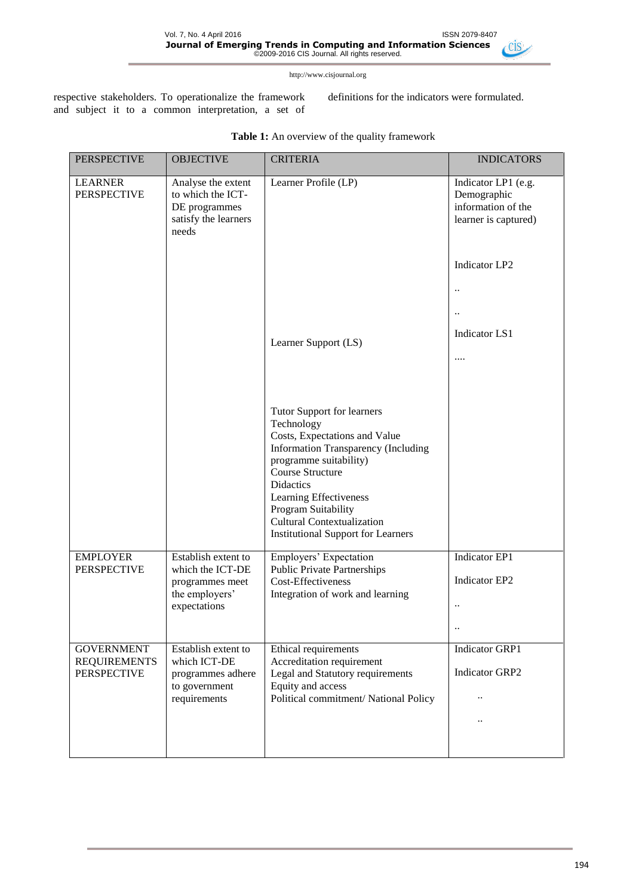respective stakeholders. To operationalize the framework and subject it to a common interpretation, a set of definitions for the indicators were formulated.

**Table 1:** An overview of the quality framework

| PERSPECTIVE | OBJECTIVE | CRITERIA | INDICATORS |
|---|---|---|---|
| LEARNER PERSPECTIVE | Analyse the extent to which the ICT-DE programmes satisfy the learners needs | Learner Profile (LP) | Indicator LP1 (e.g. Demographic information of the learner is captured) |
| | | | Indicator LP2 |
| | | | .. |
| | | | .. |
| | | Learner Support (LS) | Indicator LS1 |
| | | | .... |
| | | Tutor Support for learners<br>Technology<br>Costs, Expectations and Value<br>Information Transparency (Including programme suitability)<br>Course Structure<br>Didactics<br>Learning Effectiveness<br>Program Suitability<br>Cultural Contextualization<br>Institutional Support for Learners | |
| EMPLOYER PERSPECTIVE | Establish extent to which the ICT-DE programmes meet the employers' expectations | Employers' Expectation<br>Public Private Partnerships<br>Cost-Effectiveness<br>Integration of work and learning | Indicator EP1<br>Indicator EP2<br>..<br>.. |
| GOVERNMENT REQUIREMENTS PERSPECTIVE | Establish extent to which ICT-DE programmes adhere to government requirements | Ethical requirements<br>Accreditation requirement<br>Legal and Statutory requirements<br>Equity and access<br>Political commitment/ National Policy | Indicator GRP1<br>Indicator GRP2<br>..<br>.. |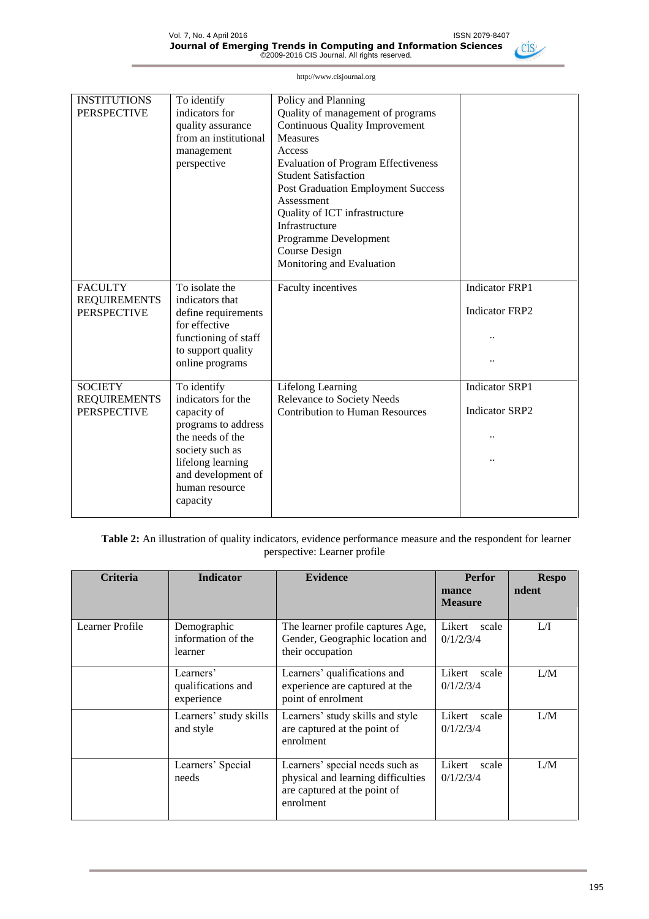| | | | |
|---|---|---|---|
| INSTITUTIONS PERSPECTIVE | To identify indicators for quality assurance from an institutional management perspective | Policy and Planning<br>Quality of management of programs<br>Continuous Quality Improvement Measures<br>Access<br>Evaluation of Program Effectiveness<br>Student Satisfaction<br>Post Graduation Employment Success<br>Assessment<br>Quality of ICT infrastructure<br>Infrastructure<br>Programme Development<br>Course Design<br>Monitoring and Evaluation | |
| FACULTY REQUIREMENTS PERSPECTIVE | To isolate the indicators that define requirements for effective functioning of staff to support quality online programs | Faculty incentives | Indicator FRP1<br>Indicator FRP2<br>..<br>.. |
| SOCIETY REQUIREMENTS PERSPECTIVE | To identify indicators for the capacity of programs to address the needs of the society such as lifelong learning and development of human resource capacity | Lifelong Learning<br>Relevance to Society Needs<br>Contribution to Human Resources | Indicator SRP1<br>Indicator SRP2<br>..<br>.. |

**Table 2:** An illustration of quality indicators, evidence performance measure and the respondent for learner perspective: Learner profile

| Criteria | Indicator | Evidence | Performance Measure | Respondent |
|---|---|---|---|---|
| Learner Profile | Demographic information of the learner | The learner profile captures Age, Gender, Geographic location and their occupation | Likert scale 0/1/2/3/4 | L/I |
| | Learners' qualifications and experience | Learners' qualifications and experience are captured at the point of enrolment | Likert scale 0/1/2/3/4 | L/M |
| | Learners' study skills and style | Learners' study skills and style are captured at the point of enrolment | Likert scale 0/1/2/3/4 | L/M |
| | Learners' Special needs | Learners' special needs such as physical and learning difficulties are captured at the point of enrolment | Likert scale 0/1/2/3/4 | L/M |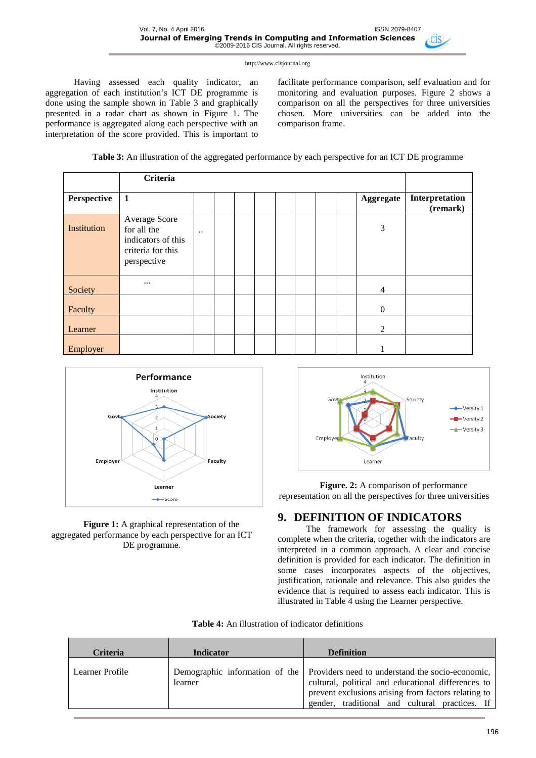Having assessed each quality indicator, an aggregation of each institution's ICT DE programme is done using the sample shown in Table 3 and graphically presented in a radar chart as shown in Figure 1. The performance is aggregated along each perspective with an interpretation of the score provided. This is important to facilitate performance comparison, self evaluation and for monitoring and evaluation purposes. Figure 2 shows a comparison on all the perspectives for three universities chosen. More universities can be added into the comparison frame.

**Table 3:** An illustration of the aggregated performance by each perspective for an ICT DE programme

| | Criteria | | | | | | | | | | |
|---|---|---|---|---|---|---|---|---|---|---|---|
| **Perspective** | **1** | | | | | | | | | **Aggregate** | **Interpretation (remark)** |
| Institution | Average Score for all the indicators of this criteria for this perspective | .. | | | | | | | | 3 | |
| Society | … | | | | | | | | | 4 | |
| Faculty | | | | | | | | | | 0 | |
| Learner | | | | | | | | | | 2 | |
| Employer | | | | | | | | | | 1 | |

**Figure 1:** A graphical representation of the aggregated performance by each perspective for an ICT DE programme.

**Figure. 2:** A comparison of performance representation on all the perspectives for three universities

## 9. DEFINITION OF INDICATORS

The framework for assessing the quality is complete when the criteria, together with the indicators are interpreted in a common approach. A clear and concise definition is provided for each indicator. The definition in some cases incorporates aspects of the objectives, justification, rationale and relevance. This also guides the evidence that is required to assess each indicator. This is illustrated in Table 4 using the Learner perspective.

**Table 4:** An illustration of indicator definitions

| Criteria | Indicator | Definition |
|---|---|---|
| Learner Profile | Demographic information of the learner | Providers need to understand the socio-economic, cultural, political and educational differences to prevent exclusions arising from factors relating to gender, traditional and cultural practices. If |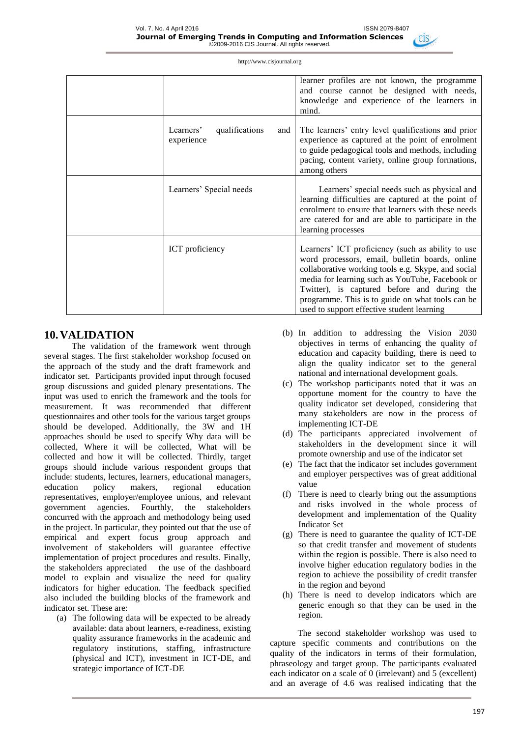| | | learner profiles are not known, the programme and course cannot be designed with needs, knowledge and experience of the learners in mind. |
|---|---|---|
| | Learners' qualifications and experience | The learners' entry level qualifications and prior experience as captured at the point of enrolment to guide pedagogical tools and methods, including pacing, content variety, online group formations, among others |
| | Learners' Special needs | Learners' special needs such as physical and learning difficulties are captured at the point of enrolment to ensure that learners with these needs are catered for and are able to participate in the learning processes |
| | ICT proficiency | Learners' ICT proficiency (such as ability to use word processors, email, bulletin boards, online collaborative working tools e.g. Skype, and social media for learning such as YouTube, Facebook or Twitter), is captured before and during the programme. This is to guide on what tools can be used to support effective student learning |

# 10. VALIDATION

The validation of the framework went through several stages. The first stakeholder workshop focused on the approach of the study and the draft framework and indicator set. Participants provided input through focused group discussions and guided plenary presentations. The input was used to enrich the framework and the tools for measurement. It was recommended that different questionnaires and other tools for the various target groups should be developed. Additionally, the 3W and 1H approaches should be used to specify Why data will be collected, Where it will be collected, What will be collected and how it will be collected. Thirdly, target groups should include various respondent groups that include: students, lectures, learners, educational managers, education policy makers, regional education representatives, employer/employee unions, and relevant government agencies. Fourthly, the stakeholders concurred with the approach and methodology being used in the project. In particular, they pointed out that the use of empirical and expert focus group approach and involvement of stakeholders will guarantee effective implementation of project procedures and results. Finally, the stakeholders appreciated the use of the dashboard model to explain and visualize the need for quality indicators for higher education. The feedback specified also included the building blocks of the framework and indicator set. These are:

(a) The following data will be expected to be already available: data about learners, e-readiness, existing quality assurance frameworks in the academic and regulatory institutions, staffing, infrastructure (physical and ICT), investment in ICT-DE, and strategic importance of ICT-DE

(b) In addition to addressing the Vision 2030 objectives in terms of enhancing the quality of education and capacity building, there is need to align the quality indicator set to the general national and international development goals.

(c) The workshop participants noted that it was an opportune moment for the country to have the quality indicator set developed, considering that many stakeholders are now in the process of implementing ICT-DE

(d) The participants appreciated involvement of stakeholders in the development since it will promote ownership and use of the indicator set

(e) The fact that the indicator set includes government and employer perspectives was of great additional value

(f) There is need to clearly bring out the assumptions and risks involved in the whole process of development and implementation of the Quality Indicator Set

(g) There is need to guarantee the quality of ICT-DE so that credit transfer and movement of students within the region is possible. There is also need to involve higher education regulatory bodies in the region to achieve the possibility of credit transfer in the region and beyond

(h) There is need to develop indicators which are generic enough so that they can be used in the region.

The second stakeholder workshop was used to capture specific comments and contributions on the quality of the indicators in terms of their formulation, phraseology and target group. The participants evaluated each indicator on a scale of 0 (irrelevant) and 5 (excellent) and an average of 4.6 was realised indicating that the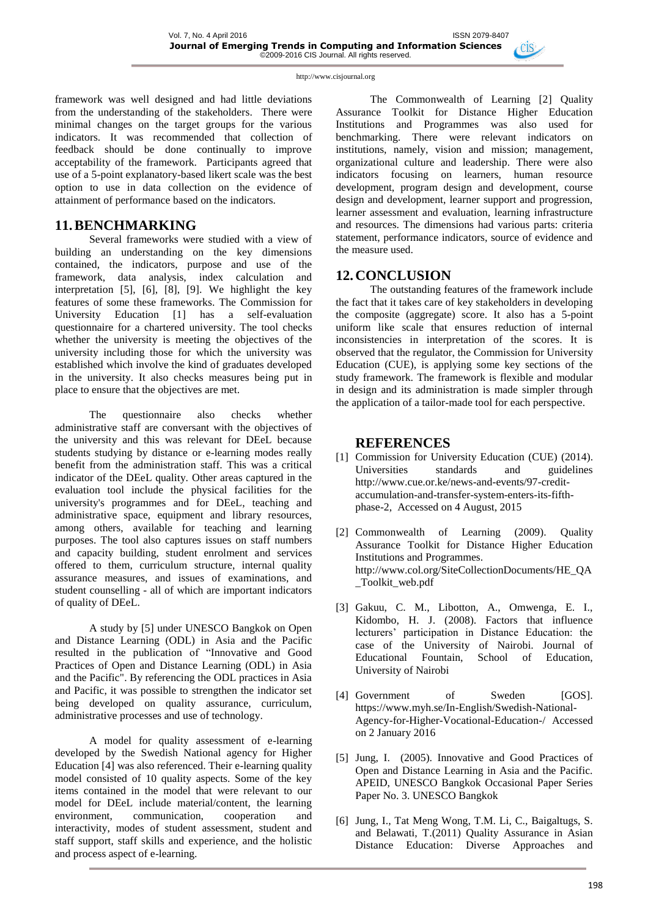framework was well designed and had little deviations from the understanding of the stakeholders. There were minimal changes on the target groups for the various indicators. It was recommended that collection of feedback should be done continually to improve acceptability of the framework. Participants agreed that use of a 5-point explanatory-based likert scale was the best option to use in data collection on the evidence of attainment of performance based on the indicators.

## 11. BENCHMARKING

Several frameworks were studied with a view of building an understanding on the key dimensions contained, the indicators, purpose and use of the framework, data analysis, index calculation and interpretation [5], [6], [8], [9]. We highlight the key features of some these frameworks. The Commission for University Education [1] has a self-evaluation questionnaire for a chartered university. The tool checks whether the university is meeting the objectives of the university including those for which the university was established which involve the kind of graduates developed in the university. It also checks measures being put in place to ensure that the objectives are met.

The questionnaire also checks whether administrative staff are conversant with the objectives of the university and this was relevant for DEeL because students studying by distance or e-learning modes really benefit from the administration staff. This was a critical indicator of the DEeL quality. Other areas captured in the evaluation tool include the physical facilities for the university's programmes and for DEeL, teaching and administrative space, equipment and library resources, among others, available for teaching and learning purposes. The tool also captures issues on staff numbers and capacity building, student enrolment and services offered to them, curriculum structure, internal quality assurance measures, and issues of examinations, and student counselling - all of which are important indicators of quality of DEeL.

A study by [5] under UNESCO Bangkok on Open and Distance Learning (ODL) in Asia and the Pacific resulted in the publication of "Innovative and Good Practices of Open and Distance Learning (ODL) in Asia and the Pacific". By referencing the ODL practices in Asia and Pacific, it was possible to strengthen the indicator set being developed on quality assurance, curriculum, administrative processes and use of technology.

A model for quality assessment of e-learning developed by the Swedish National agency for Higher Education [4] was also referenced. Their e-learning quality model consisted of 10 quality aspects. Some of the key items contained in the model that were relevant to our model for DEeL include material/content, the learning environment, communication, cooperation and interactivity, modes of student assessment, student and staff support, staff skills and experience, and the holistic and process aspect of e-learning.

The Commonwealth of Learning [2] Quality Assurance Toolkit for Distance Higher Education Institutions and Programmes was also used for benchmarking. There were relevant indicators on institutions, namely, vision and mission; management, organizational culture and leadership. There were also indicators focusing on learners, human resource development, program design and development, course design and development, learner support and progression, learner assessment and evaluation, learning infrastructure and resources. The dimensions had various parts: criteria statement, performance indicators, source of evidence and the measure used.

## 12. CONCLUSION

The outstanding features of the framework include the fact that it takes care of key stakeholders in developing the composite (aggregate) score. It also has a 5-point uniform like scale that ensures reduction of internal inconsistencies in interpretation of the scores. It is observed that the regulator, the Commission for University Education (CUE), is applying some key sections of the study framework. The framework is flexible and modular in design and its administration is made simpler through the application of a tailor-made tool for each perspective.

## REFERENCES

[1] Commission for University Education (CUE) (2014). Universities standards and guidelines http://www.cue.or.ke/news-and-events/97-credit-accumulation-and-transfer-system-enters-its-fifth-phase-2, Accessed on 4 August, 2015

[2] Commonwealth of Learning (2009). Quality Assurance Toolkit for Distance Higher Education Institutions and Programmes. http://www.col.org/SiteCollectionDocuments/HE_QA_Toolkit_web.pdf

[3] Gakuu, C. M., Libotton, A., Omwenga, E. I., Kidombo, H. J. (2008). Factors that influence lecturers' participation in Distance Education: the case of the University of Nairobi. Journal of Educational Fountain, School of Education, University of Nairobi

[4] Government of Sweden [GOS]. https://www.myh.se/In-English/Swedish-National-Agency-for-Higher-Vocational-Education-/ Accessed on 2 January 2016

[5] Jung, I. (2005). Innovative and Good Practices of Open and Distance Learning in Asia and the Pacific. APEID, UNESCO Bangkok Occasional Paper Series Paper No. 3. UNESCO Bangkok

[6] Jung, I., Tat Meng Wong, T.M. Li, C., Baigaltugs, S. and Belawati, T.(2011) Quality Assurance in Asian Distance Education: Diverse Approaches and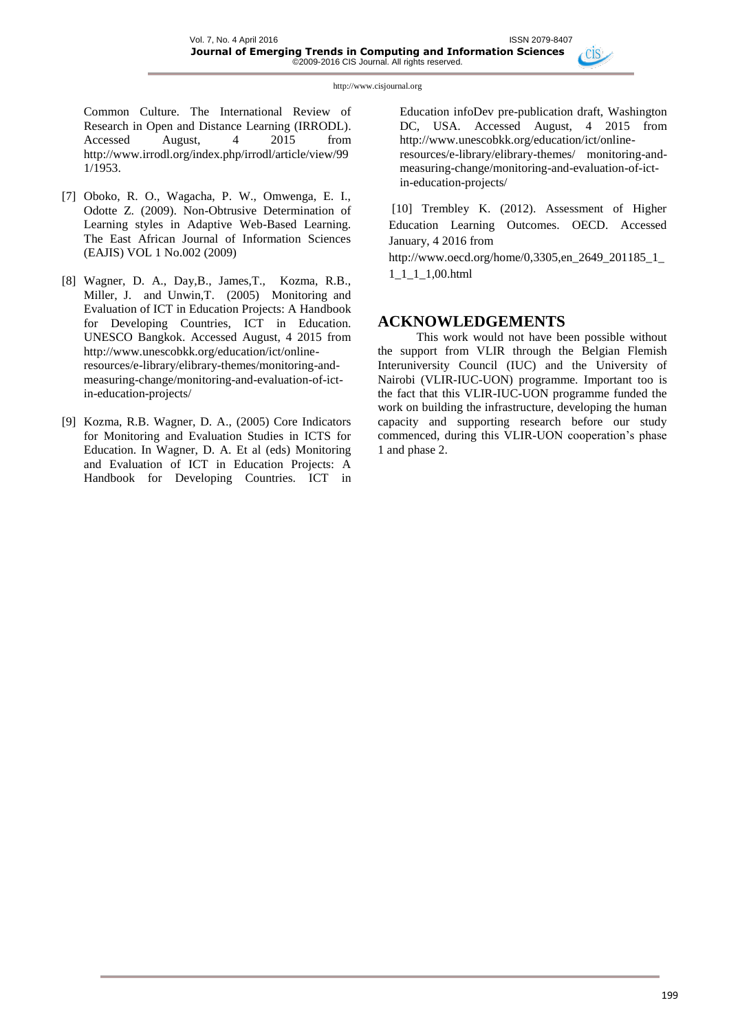Common Culture. The International Review of Research in Open and Distance Learning (IRRODL). Accessed August, 4 2015 from http://www.irrodl.org/index.php/irrodl/article/view/991/1953.

[7] Oboko, R. O., Wagacha, P. W., Omwenga, E. I., Odotte Z. (2009). Non-Obtrusive Determination of Learning styles in Adaptive Web-Based Learning. The East African Journal of Information Sciences (EAJIS) VOL 1 No.002 (2009)

[8] Wagner, D. A., Day,B., James,T., Kozma, R.B., Miller, J. and Unwin,T. (2005) Monitoring and Evaluation of ICT in Education Projects: A Handbook for Developing Countries, ICT in Education. UNESCO Bangkok. Accessed August, 4 2015 from http://www.unescobkk.org/education/ict/online-resources/e-library/elibrary-themes/monitoring-and-measuring-change/monitoring-and-evaluation-of-ict-in-education-projects/

[9] Kozma, R.B. Wagner, D. A., (2005) Core Indicators for Monitoring and Evaluation Studies in ICTS for Education. In Wagner, D. A. Et al (eds) Monitoring and Evaluation of ICT in Education Projects: A Handbook for Developing Countries. ICT in Education infoDev pre-publication draft, Washington DC, USA. Accessed August, 4 2015 from http://www.unescobkk.org/education/ict/online-resources/e-library/elibrary-themes/ monitoring-and-measuring-change/monitoring-and-evaluation-of-ict-in-education-projects/

[10] Trembley K. (2012). Assessment of Higher Education Learning Outcomes. OECD. Accessed January, 4 2016 from http://www.oecd.org/home/0,3305,en_2649_201185_1_1_1_1_1,00.html

## ACKNOWLEDGEMENTS

This work would not have been possible without the support from VLIR through the Belgian Flemish Interuniversity Council (IUC) and the University of Nairobi (VLIR-IUC-UON) programme. Important too is the fact that this VLIR-IUC-UON programme funded the work on building the infrastructure, developing the human capacity and supporting research before our study commenced, during this VLIR-UON cooperation's phase 1 and phase 2.